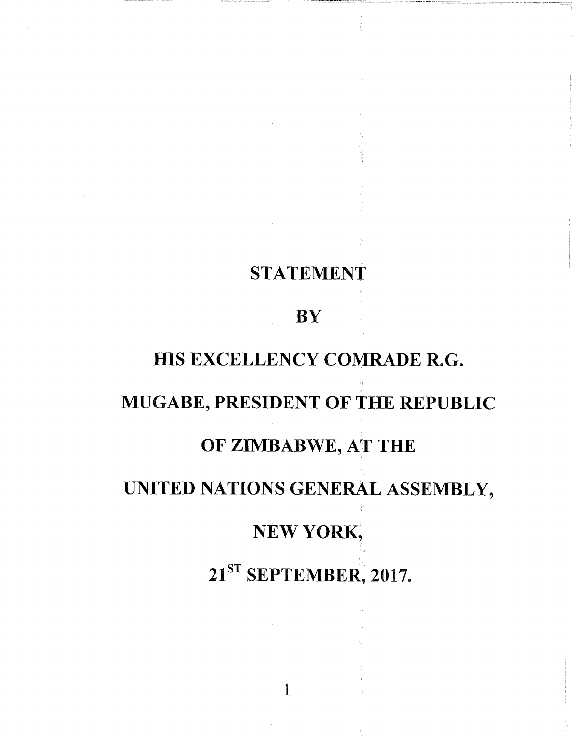# STATEMENT

# BY

# HIS EXCELLENCY COMRADE R.G. MUGABE, PRESIDENT OF THE REPUBLIC OF ZIMBABWE, AT THE UNITED NATIONS GENERAL ASSEMBLY, NEW YORK,

# 21ST SEPTEMBER, 2017.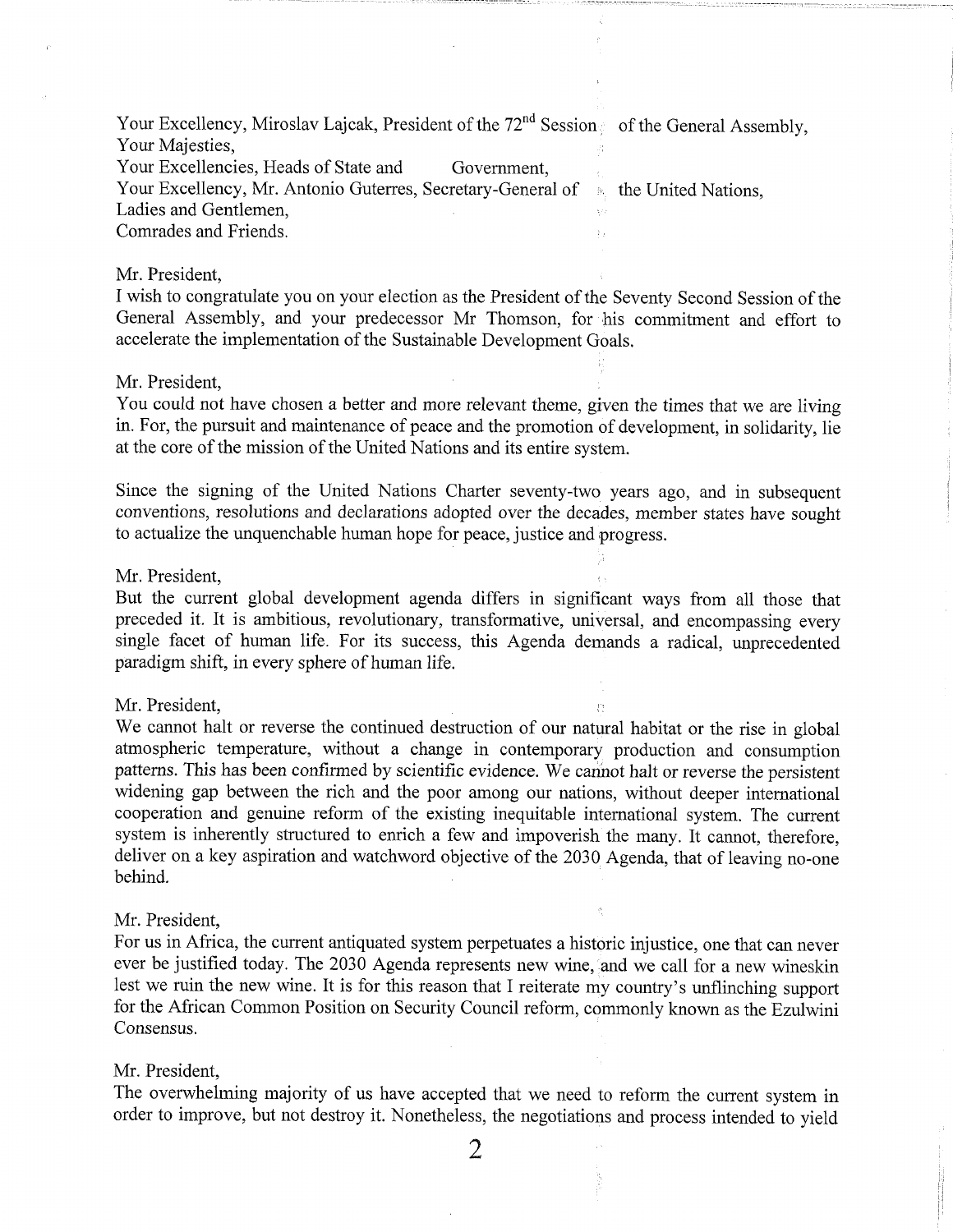Your Excellency, Miroslav Lajcak, President of the 72nd Session of the General Assembly,
Your Majesties,
Your Excellencies, Heads of State and Government,
Your Excellency, Mr. Antonio Guterres, Secretary-General of the United Nations,
Ladies and Gentlemen,
Comrades and Friends.

Mr. President,
I wish to congratulate you on your election as the President of the Seventy Second Session of the General Assembly, and your predecessor Mr Thomson, for his commitment and effort to accelerate the implementation of the Sustainable Development Goals.

Mr. President,
You could not have chosen a better and more relevant theme, given the times that we are living in. For, the pursuit and maintenance of peace and the promotion of development, in solidarity, lie at the core of the mission of the United Nations and its entire system.

Since the signing of the United Nations Charter seventy-two years ago, and in subsequent conventions, resolutions and declarations adopted over the decades, member states have sought to actualize the unquenchable human hope for peace, justice and progress.

Mr. President,
But the current global development agenda differs in significant ways from all those that preceded it. It is ambitious, revolutionary, transformative, universal, and encompassing every single facet of human life. For its success, this Agenda demands a radical, unprecedented paradigm shift, in every sphere of human life.

Mr. President,
We cannot halt or reverse the continued destruction of our natural habitat or the rise in global atmospheric temperature, without a change in contemporary production and consumption patterns. This has been confirmed by scientific evidence. We cannot halt or reverse the persistent widening gap between the rich and the poor among our nations, without deeper international cooperation and genuine reform of the existing inequitable international system. The current system is inherently structured to enrich a few and impoverish the many. It cannot, therefore, deliver on a key aspiration and watchword objective of the 2030 Agenda, that of leaving no-one behind.

Mr. President,
For us in Africa, the current antiquated system perpetuates a historic injustice, one that can never ever be justified today. The 2030 Agenda represents new wine, and we call for a new wineskin lest we ruin the new wine. It is for this reason that I reiterate my country's unflinching support for the African Common Position on Security Council reform, commonly known as the Ezulwini Consensus.

Mr. President,
The overwhelming majority of us have accepted that we need to reform the current system in order to improve, but not destroy it. Nonetheless, the negotiations and process intended to yield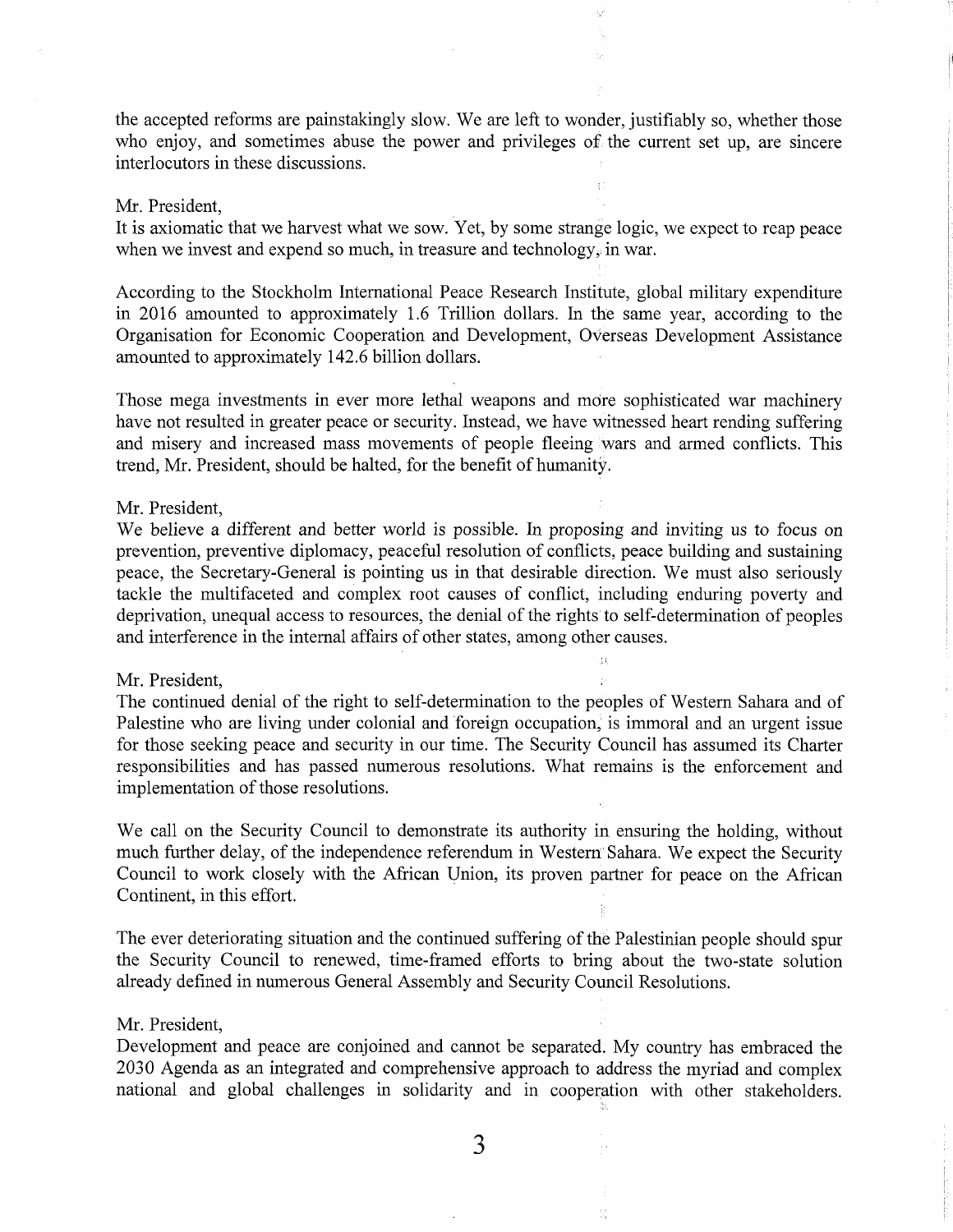the accepted reforms are painstakingly slow. We are left to wonder, justifiably so, whether those who enjoy, and sometimes abuse the power and privileges of the current set up, are sincere interlocutors in these discussions.

Mr. President,
It is axiomatic that we harvest what we sow. Yet, by some strange logic, we expect to reap peace when we invest and expend so much, in treasure and technology, in war.

According to the Stockholm International Peace Research Institute, global military expenditure in 2016 amounted to approximately 1.6 Trillion dollars. In the same year, according to the Organisation for Economic Cooperation and Development, Overseas Development Assistance amounted to approximately 142.6 billion dollars.

Those mega investments in ever more lethal weapons and more sophisticated war machinery have not resulted in greater peace or security. Instead, we have witnessed heart rending suffering and misery and increased mass movements of people fleeing wars and armed conflicts. This trend, Mr. President, should be halted, for the benefit of humanity.

Mr. President,
We believe a different and better world is possible. In proposing and inviting us to focus on prevention, preventive diplomacy, peaceful resolution of conflicts, peace building and sustaining peace, the Secretary-General is pointing us in that desirable direction. We must also seriously tackle the multifaceted and complex root causes of conflict, including enduring poverty and deprivation, unequal access to resources, the denial of the rights to self-determination of peoples and interference in the internal affairs of other states, among other causes.

Mr. President,
The continued denial of the right to self-determination to the peoples of Western Sahara and of Palestine who are living under colonial and foreign occupation, is immoral and an urgent issue for those seeking peace and security in our time. The Security Council has assumed its Charter responsibilities and has passed numerous resolutions. What remains is the enforcement and implementation of those resolutions.

We call on the Security Council to demonstrate its authority in ensuring the holding, without much further delay, of the independence referendum in Western Sahara. We expect the Security Council to work closely with the African Union, its proven partner for peace on the African Continent, in this effort.

The ever deteriorating situation and the continued suffering of the Palestinian people should spur the Security Council to renewed, time-framed efforts to bring about the two-state solution already defined in numerous General Assembly and Security Council Resolutions.

Mr. President,
Development and peace are conjoined and cannot be separated. My country has embraced the 2030 Agenda as an integrated and comprehensive approach to address the myriad and complex national and global challenges in solidarity and in cooperation with other stakeholders.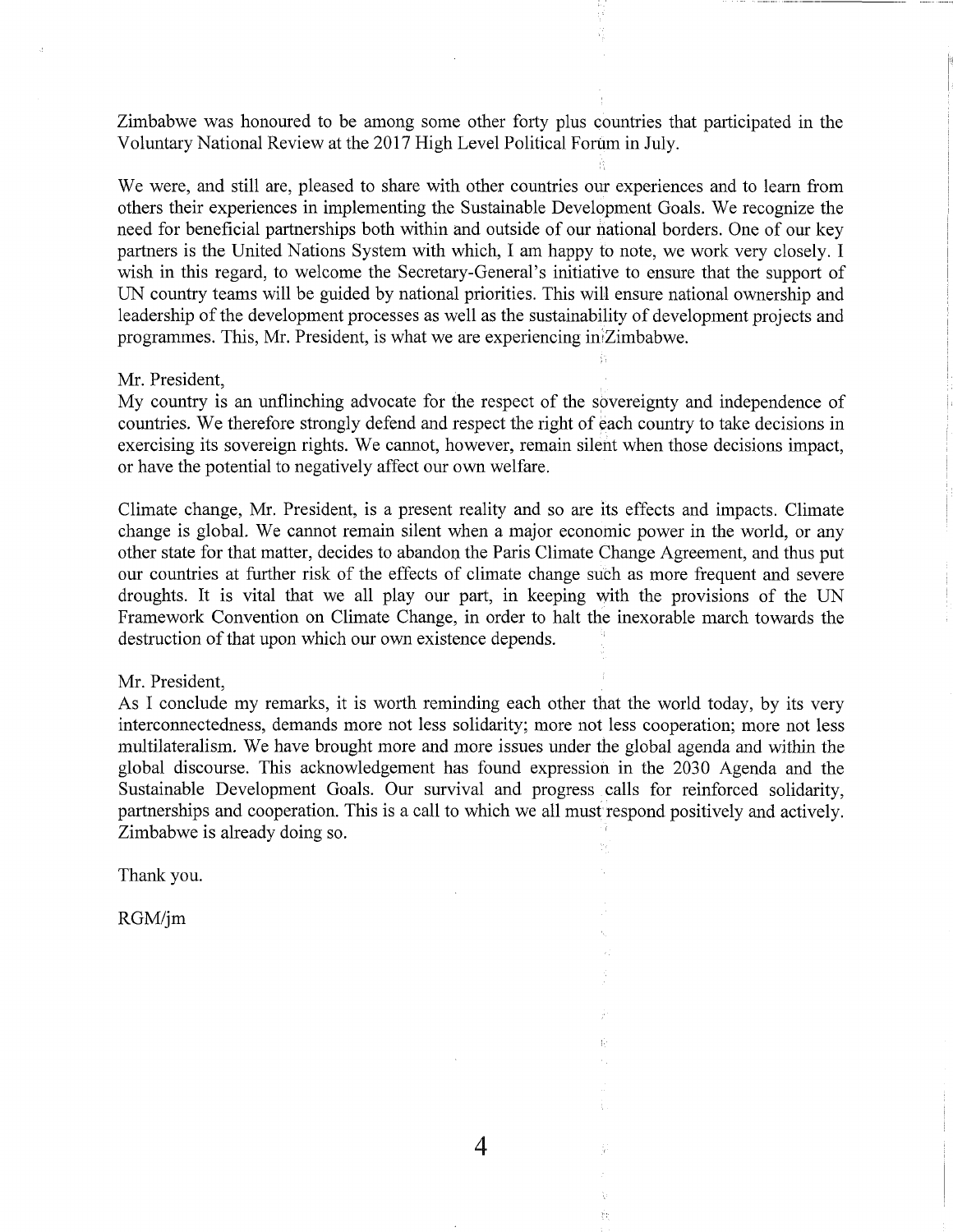Zimbabwe was honoured to be among some other forty plus countries that participated in the Voluntary National Review at the 2017 High Level Political Forum in July.

We were, and still are, pleased to share with other countries our experiences and to learn from others their experiences in implementing the Sustainable Development Goals. We recognize the need for beneficial partnerships both within and outside of our national borders. One of our key partners is the United Nations System with which, I am happy to note, we work very closely. I wish in this regard, to welcome the Secretary-General's initiative to ensure that the support of UN country teams will be guided by national priorities. This will ensure national ownership and leadership of the development processes as well as the sustainability of development projects and programmes. This, Mr. President, is what we are experiencing in Zimbabwe.

Mr. President,
My country is an unflinching advocate for the respect of the sovereignty and independence of countries. We therefore strongly defend and respect the right of each country to take decisions in exercising its sovereign rights. We cannot, however, remain silent when those decisions impact, or have the potential to negatively affect our own welfare.

Climate change, Mr. President, is a present reality and so are its effects and impacts. Climate change is global. We cannot remain silent when a major economic power in the world, or any other state for that matter, decides to abandon the Paris Climate Change Agreement, and thus put our countries at further risk of the effects of climate change such as more frequent and severe droughts. It is vital that we all play our part, in keeping with the provisions of the UN Framework Convention on Climate Change, in order to halt the inexorable march towards the destruction of that upon which our own existence depends.

Mr. President,
As I conclude my remarks, it is worth reminding each other that the world today, by its very interconnectedness, demands more not less solidarity; more not less cooperation; more not less multilateralism. We have brought more and more issues under the global agenda and within the global discourse. This acknowledgement has found expression in the 2030 Agenda and the Sustainable Development Goals. Our survival and progress calls for reinforced solidarity, partnerships and cooperation. This is a call to which we all must respond positively and actively. Zimbabwe is already doing so.

Thank you.

RGM/jm